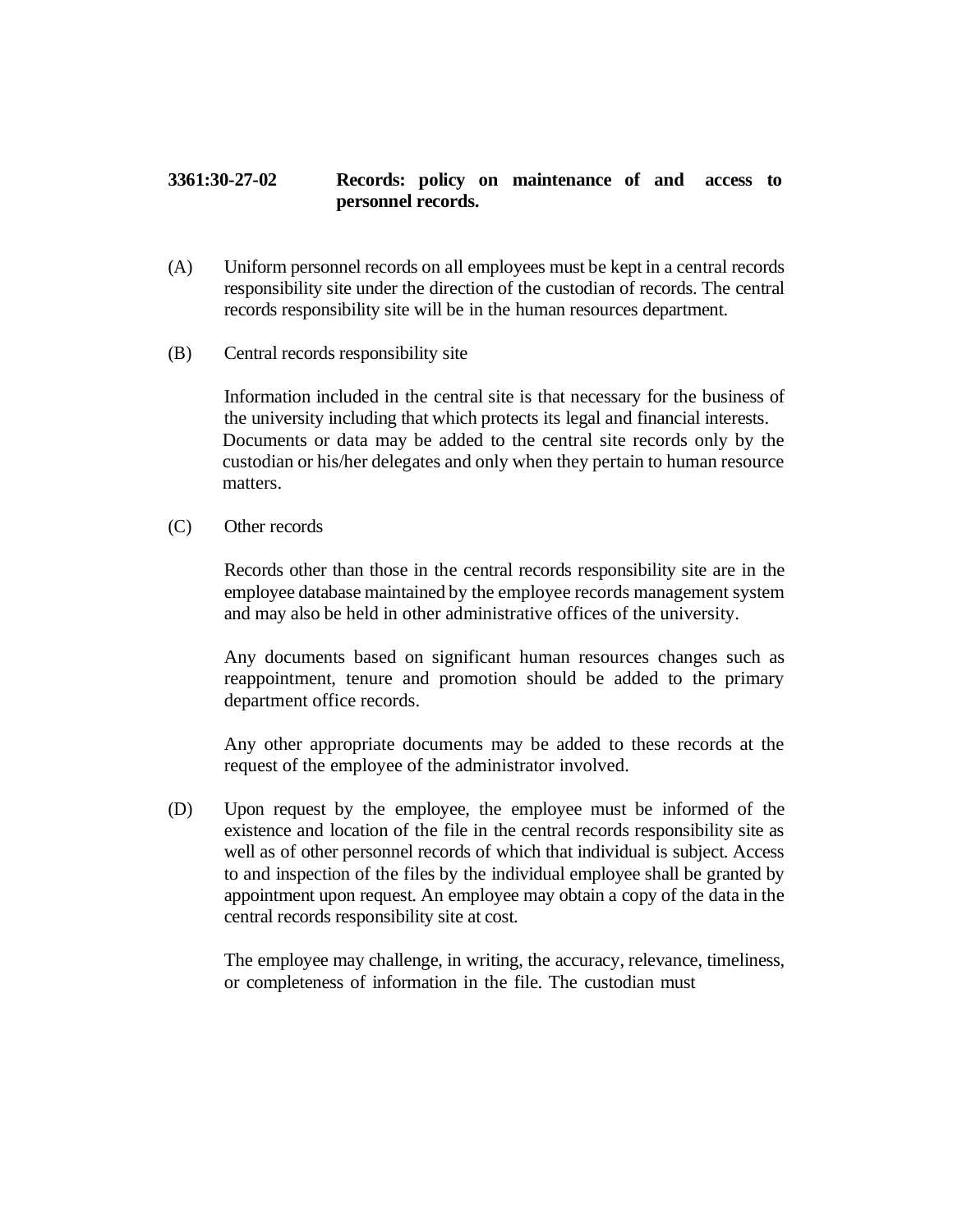**3361:30-27-02 Records: policy on maintenance of and access to personnel records.**

(A) Uniform personnel records on all employees must be kept in a central records responsibility site under the direction of the custodian of records. The central records responsibility site will be in the human resources department.

(B) Central records responsibility site

Information included in the central site is that necessary for the business of the university including that which protects its legal and financial interests. Documents or data may be added to the central site records only by the custodian or his/her delegates and only when they pertain to human resource matters.

(C) Other records

Records other than those in the central records responsibility site are in the employee database maintained by the employee records management system and may also be held in other administrative offices of the university.

Any documents based on significant human resources changes such as reappointment, tenure and promotion should be added to the primary department office records.

Any other appropriate documents may be added to these records at the request of the employee of the administrator involved.

(D) Upon request by the employee, the employee must be informed of the existence and location of the file in the central records responsibility site as well as of other personnel records of which that individual is subject. Access to and inspection of the files by the individual employee shall be granted by appointment upon request. An employee may obtain a copy of the data in the central records responsibility site at cost.

The employee may challenge, in writing, the accuracy, relevance, timeliness, or completeness of information in the file. The custodian must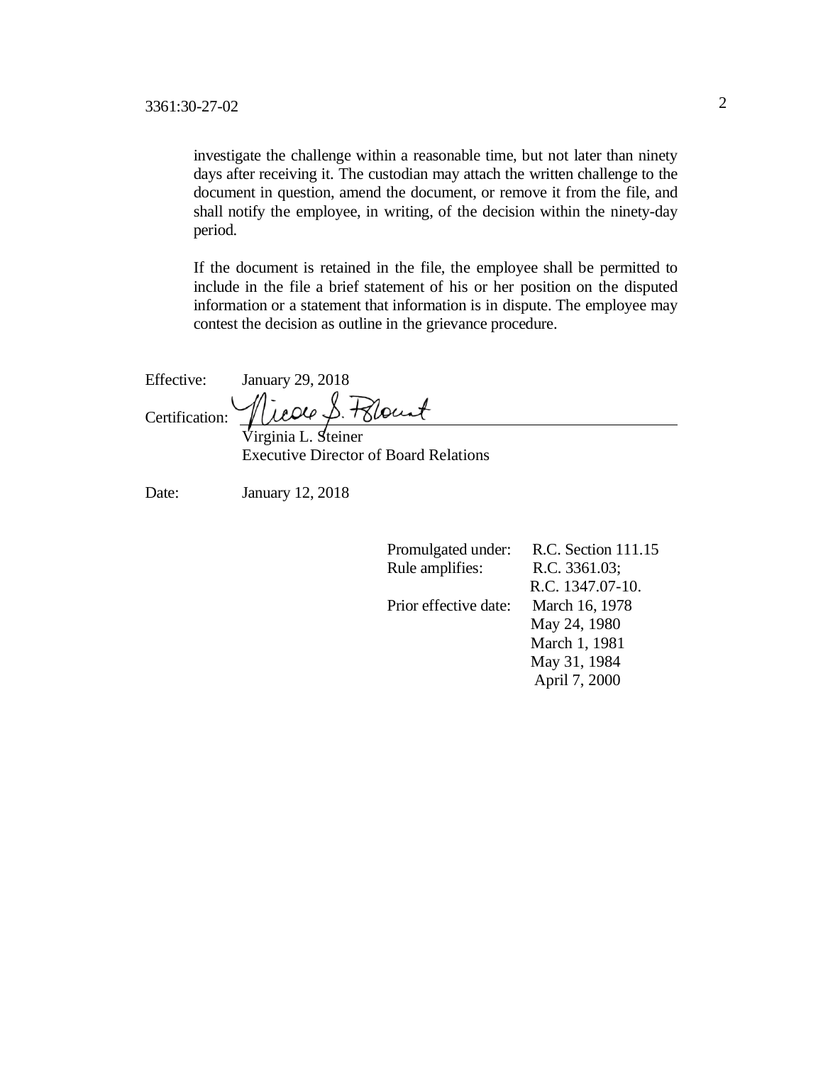investigate the challenge within a reasonable time, but not later than ninety days after receiving it. The custodian may attach the written challenge to the document in question, amend the document, or remove it from the file, and shall notify the employee, in writing, of the decision within the ninety-day period.

If the document is retained in the file, the employee shall be permitted to include in the file a brief statement of his or her position on the disputed information or a statement that information is in dispute. The employee may contest the decision as outline in the grievance procedure.

Effective: January 29, 2018

Certification: ______________________________

Virginia L. Steiner
Executive Director of Board Relations

Date: January 12, 2018

| | |
|---|---|
| Promulgated under: | R.C. Section 111.15 |
| Rule amplifies: | R.C. 3361.03; |
| | R.C. 1347.07-10. |
| Prior effective date: | March 16, 1978 |
| | May 24, 1980 |
| | March 1, 1981 |
| | May 31, 1984 |
| | April 7, 2000 |